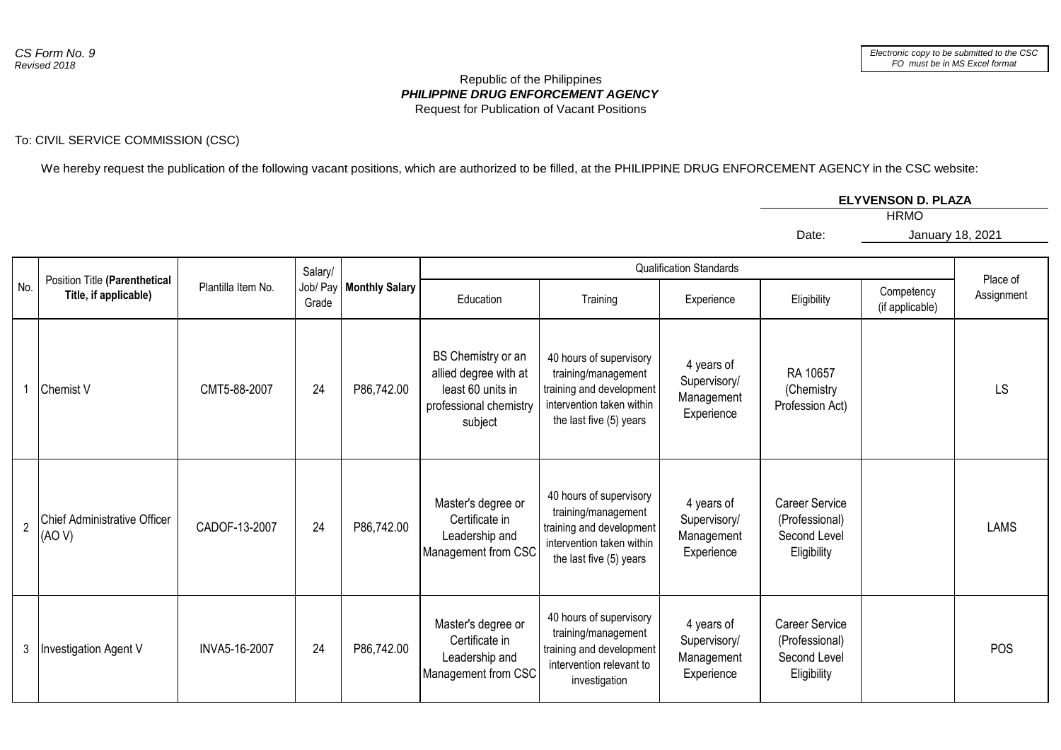*CS Form No. 9*
*Revised 2018*

*Electronic copy to be submitted to the CSC FO must be in MS Excel format*

Republic of the Philippines
***PHILIPPINE DRUG ENFORCEMENT AGENCY***
Request for Publication of Vacant Positions

To: CIVIL SERVICE COMMISSION (CSC)

We hereby request the publication of the following vacant positions, which are authorized to be filled, at the PHILIPPINE DRUG ENFORCEMENT AGENCY in the CSC website:

**ELYVENSON D. PLAZA**
HRMO

Date: January 18, 2021

| No. | Position Title **(Parenthetical Title, if applicable)** | Plantilla Item No. | Salary/ Job/ Pay Grade | **Monthly Salary** | Qualification Standards | | | | | Place of Assignment |
|---|---|---|---|---|---|---|---|---|---|---|
| | | | | | Education | Training | Experience | Eligibility | Competency (if applicable) | |
| 1 | Chemist V | CMT5-88-2007 | 24 | P86,742.00 | BS Chemistry or an allied degree with at least 60 units in professional chemistry subject | 40 hours of supervisory training/management training and development intervention taken within the last five (5) years | 4 years of Supervisory/ Management Experience | RA 10657 (Chemistry Profession Act) | | LS |
| 2 | Chief Administrative Officer (AO V) | CADOF-13-2007 | 24 | P86,742.00 | Master's degree or Certificate in Leadership and Management from CSC | 40 hours of supervisory training/management training and development intervention taken within the last five (5) years | 4 years of Supervisory/ Management Experience | Career Service (Professional) Second Level Eligibility | | LAMS |
| 3 | Investigation Agent V | INVA5-16-2007 | 24 | P86,742.00 | Master's degree or Certificate in Leadership and Management from CSC | 40 hours of supervisory training/management training and development intervention relevant to investigation | 4 years of Supervisory/ Management Experience | Career Service (Professional) Second Level Eligibility | | POS |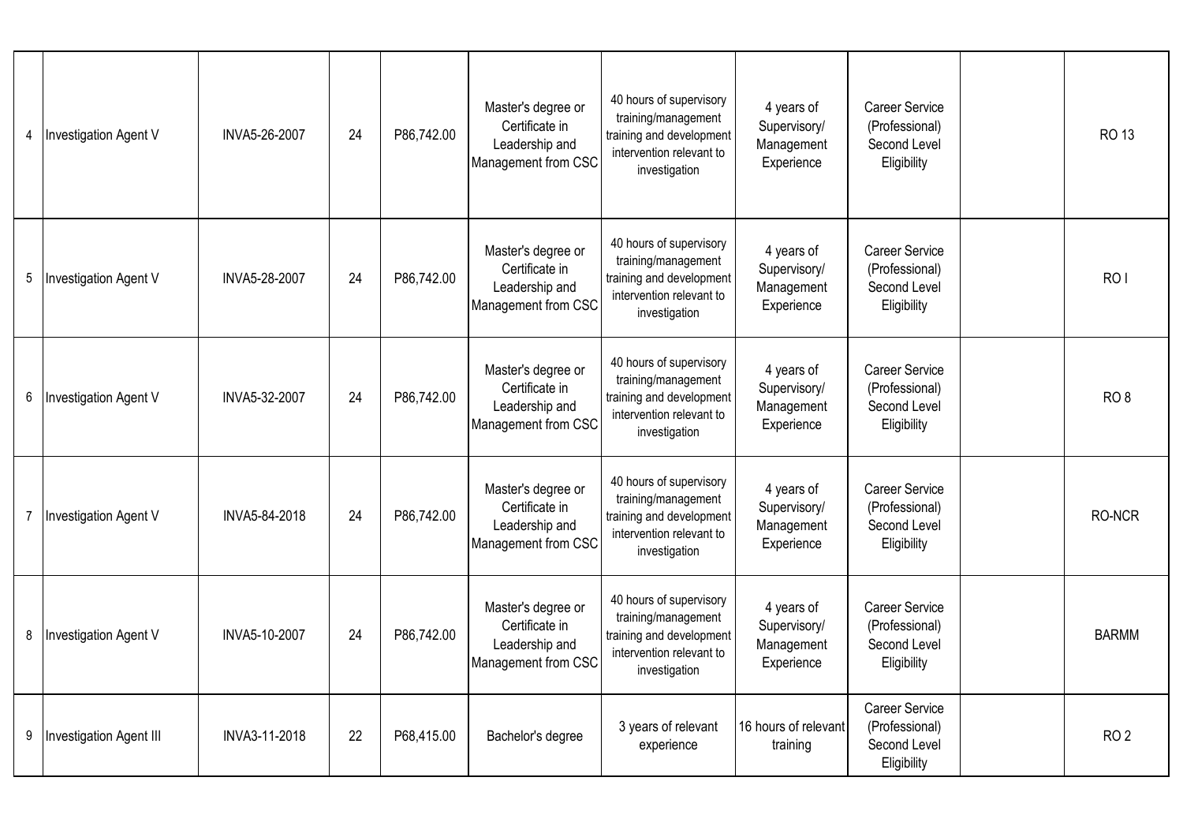| | | | | | | | | | | |
|---|---|---|---|---|---|---|---|---|---|---|
| 4 | Investigation Agent V | INVA5-26-2007 | 24 | P86,742.00 | Master's degree or Certificate in Leadership and Management from CSC | 40 hours of supervisory training/management training and development intervention relevant to investigation | 4 years of Supervisory/ Management Experience | Career Service (Professional) Second Level Eligibility | | RO 13 |
| 5 | Investigation Agent V | INVA5-28-2007 | 24 | P86,742.00 | Master's degree or Certificate in Leadership and Management from CSC | 40 hours of supervisory training/management training and development intervention relevant to investigation | 4 years of Supervisory/ Management Experience | Career Service (Professional) Second Level Eligibility | | RO I |
| 6 | Investigation Agent V | INVA5-32-2007 | 24 | P86,742.00 | Master's degree or Certificate in Leadership and Management from CSC | 40 hours of supervisory training/management training and development intervention relevant to investigation | 4 years of Supervisory/ Management Experience | Career Service (Professional) Second Level Eligibility | | RO 8 |
| 7 | Investigation Agent V | INVA5-84-2018 | 24 | P86,742.00 | Master's degree or Certificate in Leadership and Management from CSC | 40 hours of supervisory training/management training and development intervention relevant to investigation | 4 years of Supervisory/ Management Experience | Career Service (Professional) Second Level Eligibility | | RO-NCR |
| 8 | Investigation Agent V | INVA5-10-2007 | 24 | P86,742.00 | Master's degree or Certificate in Leadership and Management from CSC | 40 hours of supervisory training/management training and development intervention relevant to investigation | 4 years of Supervisory/ Management Experience | Career Service (Professional) Second Level Eligibility | | BARMM |
| 9 | Investigation Agent III | INVA3-11-2018 | 22 | P68,415.00 | Bachelor's degree | 3 years of relevant experience | 16 hours of relevant training | Career Service (Professional) Second Level Eligibility | | RO 2 |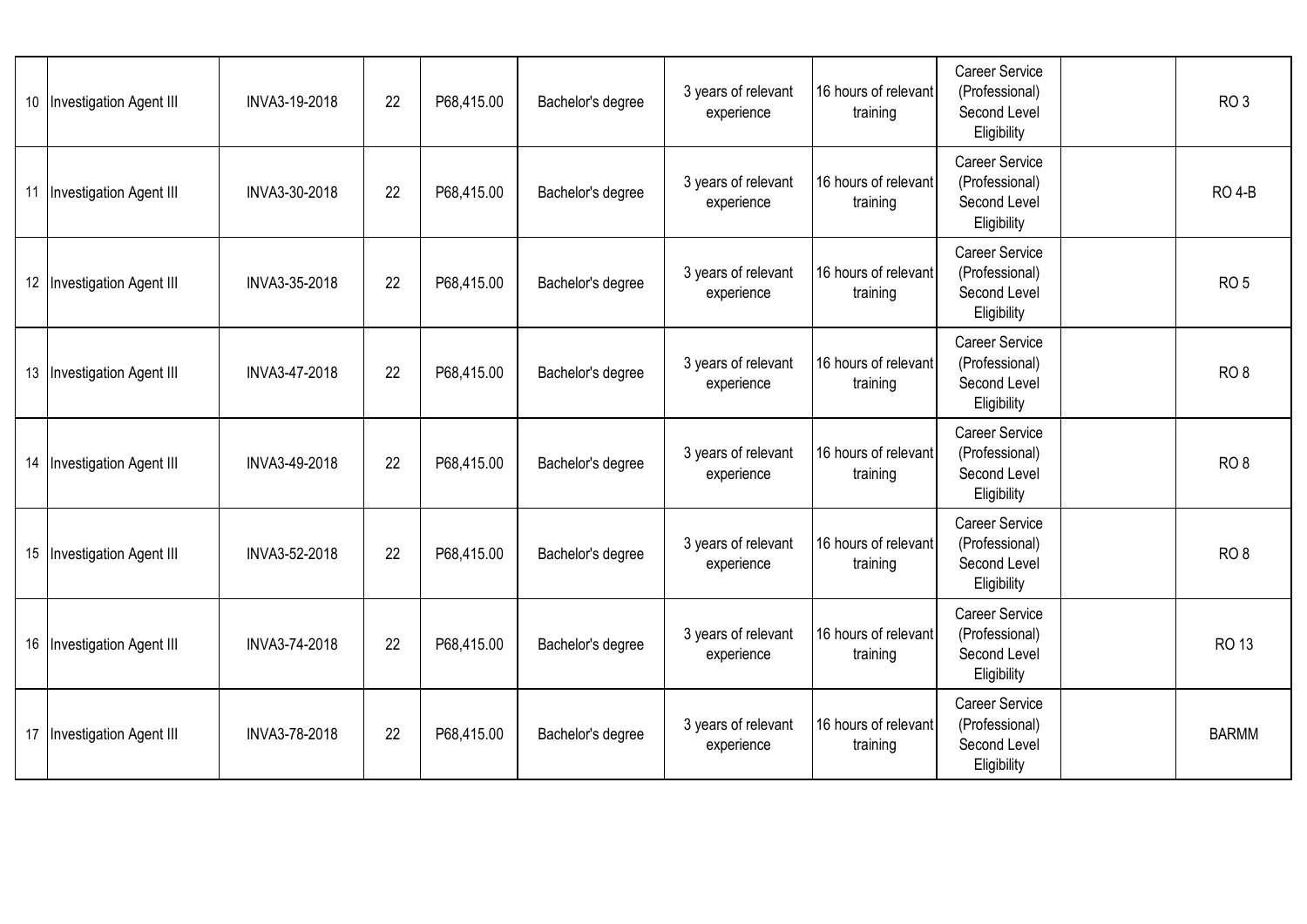| | | | | | | | | | | |
|---|---|---|---|---|---|---|---|---|---|---|
| 10 | Investigation Agent III | INVA3-19-2018 | 22 | P68,415.00 | Bachelor's degree | 3 years of relevant experience | 16 hours of relevant training | Career Service (Professional) Second Level Eligibility | | RO 3 |
| 11 | Investigation Agent III | INVA3-30-2018 | 22 | P68,415.00 | Bachelor's degree | 3 years of relevant experience | 16 hours of relevant training | Career Service (Professional) Second Level Eligibility | | RO 4-B |
| 12 | Investigation Agent III | INVA3-35-2018 | 22 | P68,415.00 | Bachelor's degree | 3 years of relevant experience | 16 hours of relevant training | Career Service (Professional) Second Level Eligibility | | RO 5 |
| 13 | Investigation Agent III | INVA3-47-2018 | 22 | P68,415.00 | Bachelor's degree | 3 years of relevant experience | 16 hours of relevant training | Career Service (Professional) Second Level Eligibility | | RO 8 |
| 14 | Investigation Agent III | INVA3-49-2018 | 22 | P68,415.00 | Bachelor's degree | 3 years of relevant experience | 16 hours of relevant training | Career Service (Professional) Second Level Eligibility | | RO 8 |
| 15 | Investigation Agent III | INVA3-52-2018 | 22 | P68,415.00 | Bachelor's degree | 3 years of relevant experience | 16 hours of relevant training | Career Service (Professional) Second Level Eligibility | | RO 8 |
| 16 | Investigation Agent III | INVA3-74-2018 | 22 | P68,415.00 | Bachelor's degree | 3 years of relevant experience | 16 hours of relevant training | Career Service (Professional) Second Level Eligibility | | RO 13 |
| 17 | Investigation Agent III | INVA3-78-2018 | 22 | P68,415.00 | Bachelor's degree | 3 years of relevant experience | 16 hours of relevant training | Career Service (Professional) Second Level Eligibility | | BARMM |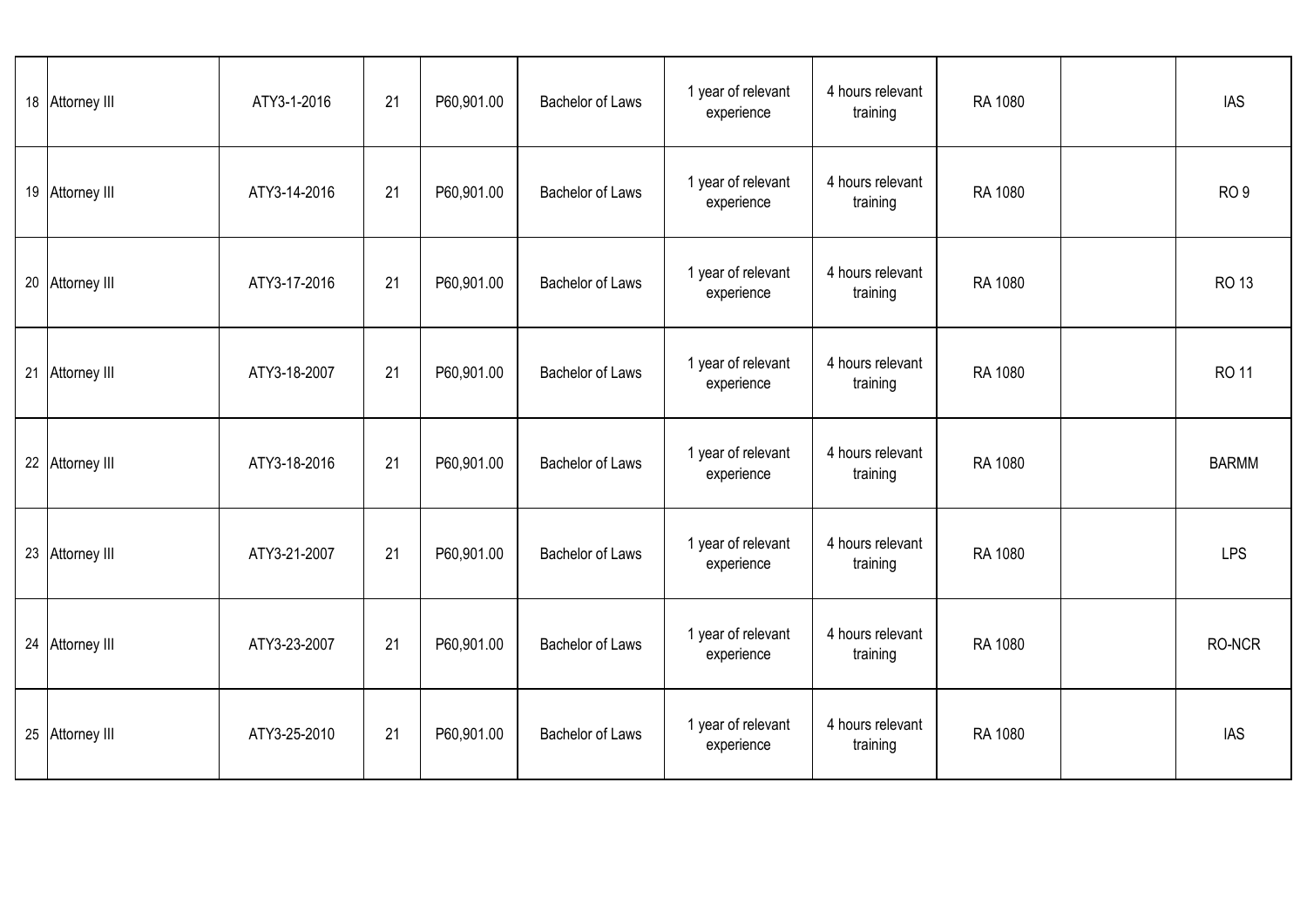| | | | | | | | | | | |
|---|---|---|---|---|---|---|---|---|---|---|
| 18 | Attorney III | ATY3-1-2016 | 21 | P60,901.00 | Bachelor of Laws | 1 year of relevant experience | 4 hours relevant training | RA 1080 | | IAS |
| 19 | Attorney III | ATY3-14-2016 | 21 | P60,901.00 | Bachelor of Laws | 1 year of relevant experience | 4 hours relevant training | RA 1080 | | RO 9 |
| 20 | Attorney III | ATY3-17-2016 | 21 | P60,901.00 | Bachelor of Laws | 1 year of relevant experience | 4 hours relevant training | RA 1080 | | RO 13 |
| 21 | Attorney III | ATY3-18-2007 | 21 | P60,901.00 | Bachelor of Laws | 1 year of relevant experience | 4 hours relevant training | RA 1080 | | RO 11 |
| 22 | Attorney III | ATY3-18-2016 | 21 | P60,901.00 | Bachelor of Laws | 1 year of relevant experience | 4 hours relevant training | RA 1080 | | BARMM |
| 23 | Attorney III | ATY3-21-2007 | 21 | P60,901.00 | Bachelor of Laws | 1 year of relevant experience | 4 hours relevant training | RA 1080 | | LPS |
| 24 | Attorney III | ATY3-23-2007 | 21 | P60,901.00 | Bachelor of Laws | 1 year of relevant experience | 4 hours relevant training | RA 1080 | | RO-NCR |
| 25 | Attorney III | ATY3-25-2010 | 21 | P60,901.00 | Bachelor of Laws | 1 year of relevant experience | 4 hours relevant training | RA 1080 | | IAS |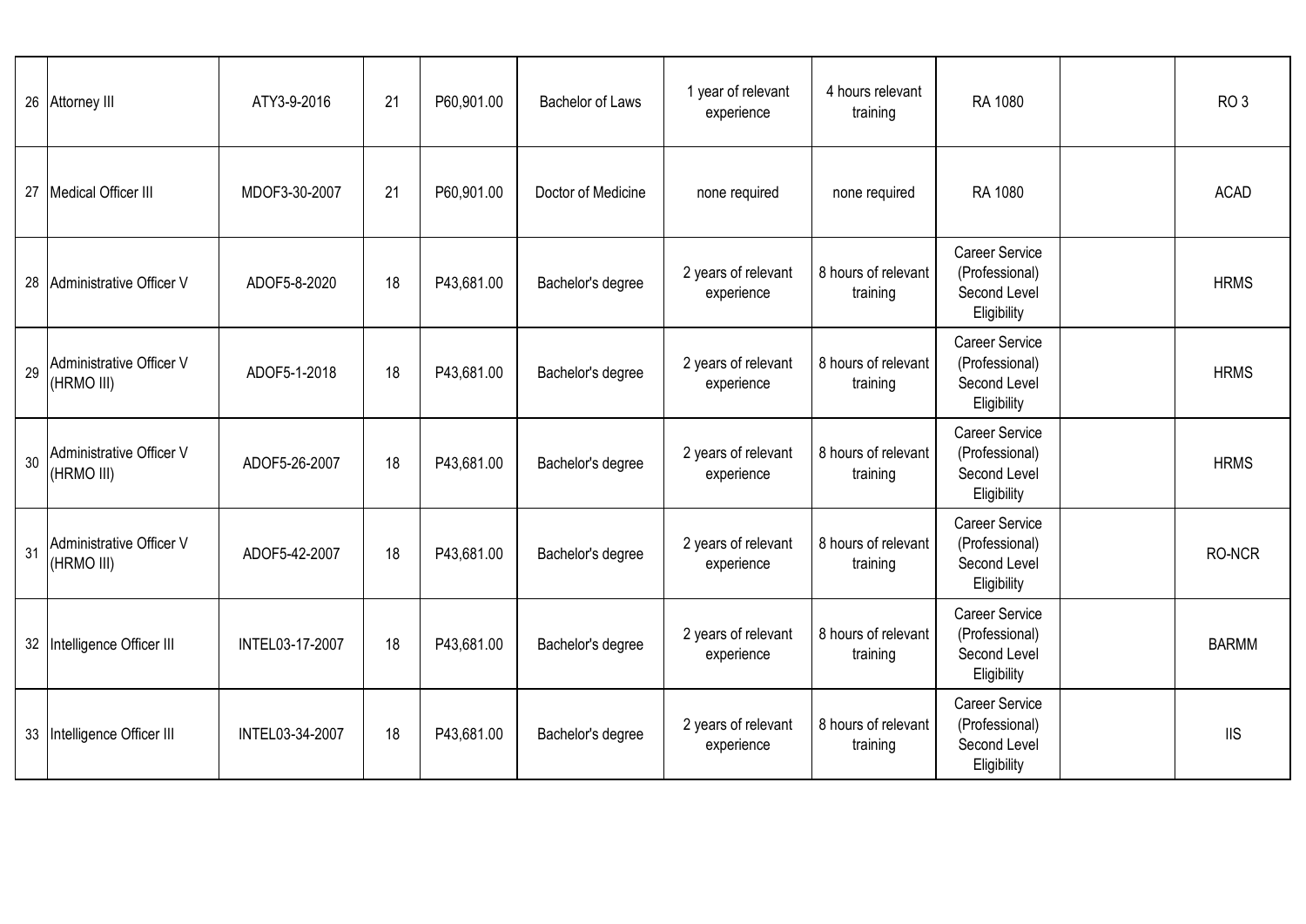| | | | | | | | | | | |
|---|---|---|---|---|---|---|---|---|---|---|
| 26 | Attorney III | ATY3-9-2016 | 21 | P60,901.00 | Bachelor of Laws | 1 year of relevant experience | 4 hours relevant training | RA 1080 | | RO 3 |
| 27 | Medical Officer III | MDOF3-30-2007 | 21 | P60,901.00 | Doctor of Medicine | none required | none required | RA 1080 | | ACAD |
| 28 | Administrative Officer V | ADOF5-8-2020 | 18 | P43,681.00 | Bachelor's degree | 2 years of relevant experience | 8 hours of relevant training | Career Service (Professional) Second Level Eligibility | | HRMS |
| 29 | Administrative Officer V (HRMO III) | ADOF5-1-2018 | 18 | P43,681.00 | Bachelor's degree | 2 years of relevant experience | 8 hours of relevant training | Career Service (Professional) Second Level Eligibility | | HRMS |
| 30 | Administrative Officer V (HRMO III) | ADOF5-26-2007 | 18 | P43,681.00 | Bachelor's degree | 2 years of relevant experience | 8 hours of relevant training | Career Service (Professional) Second Level Eligibility | | HRMS |
| 31 | Administrative Officer V (HRMO III) | ADOF5-42-2007 | 18 | P43,681.00 | Bachelor's degree | 2 years of relevant experience | 8 hours of relevant training | Career Service (Professional) Second Level Eligibility | | RO-NCR |
| 32 | Intelligence Officer III | INTEL03-17-2007 | 18 | P43,681.00 | Bachelor's degree | 2 years of relevant experience | 8 hours of relevant training | Career Service (Professional) Second Level Eligibility | | BARMM |
| 33 | Intelligence Officer III | INTEL03-34-2007 | 18 | P43,681.00 | Bachelor's degree | 2 years of relevant experience | 8 hours of relevant training | Career Service (Professional) Second Level Eligibility | | IIS |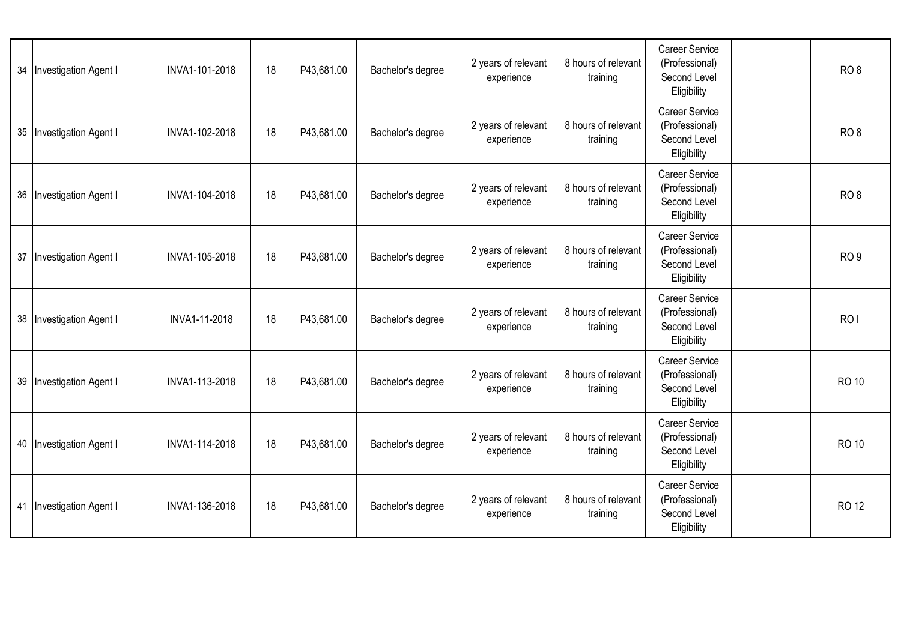| | | | | | | | | | | |
|---|---|---|---|---|---|---|---|---|---|---|
| 34 | Investigation Agent I | INVA1-101-2018 | 18 | P43,681.00 | Bachelor's degree | 2 years of relevant experience | 8 hours of relevant training | Career Service (Professional) Second Level Eligibility | | RO 8 |
| 35 | Investigation Agent I | INVA1-102-2018 | 18 | P43,681.00 | Bachelor's degree | 2 years of relevant experience | 8 hours of relevant training | Career Service (Professional) Second Level Eligibility | | RO 8 |
| 36 | Investigation Agent I | INVA1-104-2018 | 18 | P43,681.00 | Bachelor's degree | 2 years of relevant experience | 8 hours of relevant training | Career Service (Professional) Second Level Eligibility | | RO 8 |
| 37 | Investigation Agent I | INVA1-105-2018 | 18 | P43,681.00 | Bachelor's degree | 2 years of relevant experience | 8 hours of relevant training | Career Service (Professional) Second Level Eligibility | | RO 9 |
| 38 | Investigation Agent I | INVA1-11-2018 | 18 | P43,681.00 | Bachelor's degree | 2 years of relevant experience | 8 hours of relevant training | Career Service (Professional) Second Level Eligibility | | RO I |
| 39 | Investigation Agent I | INVA1-113-2018 | 18 | P43,681.00 | Bachelor's degree | 2 years of relevant experience | 8 hours of relevant training | Career Service (Professional) Second Level Eligibility | | RO 10 |
| 40 | Investigation Agent I | INVA1-114-2018 | 18 | P43,681.00 | Bachelor's degree | 2 years of relevant experience | 8 hours of relevant training | Career Service (Professional) Second Level Eligibility | | RO 10 |
| 41 | Investigation Agent I | INVA1-136-2018 | 18 | P43,681.00 | Bachelor's degree | 2 years of relevant experience | 8 hours of relevant training | Career Service (Professional) Second Level Eligibility | | RO 12 |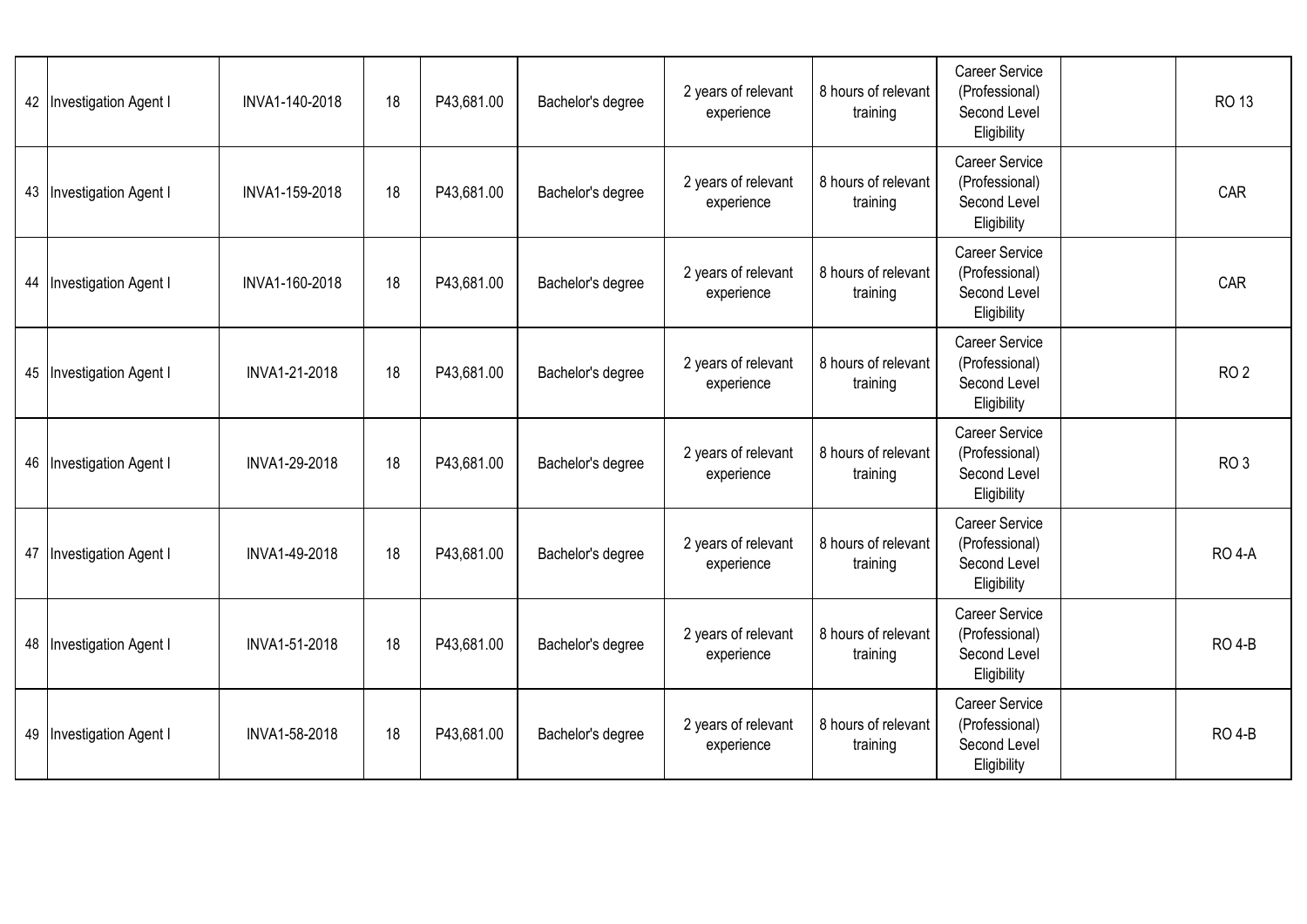| | | | | | | | | | | |
|---|---|---|---|---|---|---|---|---|---|---|
| 42 | Investigation Agent I | INVA1-140-2018 | 18 | P43,681.00 | Bachelor's degree | 2 years of relevant experience | 8 hours of relevant training | Career Service (Professional) Second Level Eligibility | | RO 13 |
| 43 | Investigation Agent I | INVA1-159-2018 | 18 | P43,681.00 | Bachelor's degree | 2 years of relevant experience | 8 hours of relevant training | Career Service (Professional) Second Level Eligibility | | CAR |
| 44 | Investigation Agent I | INVA1-160-2018 | 18 | P43,681.00 | Bachelor's degree | 2 years of relevant experience | 8 hours of relevant training | Career Service (Professional) Second Level Eligibility | | CAR |
| 45 | Investigation Agent I | INVA1-21-2018 | 18 | P43,681.00 | Bachelor's degree | 2 years of relevant experience | 8 hours of relevant training | Career Service (Professional) Second Level Eligibility | | RO 2 |
| 46 | Investigation Agent I | INVA1-29-2018 | 18 | P43,681.00 | Bachelor's degree | 2 years of relevant experience | 8 hours of relevant training | Career Service (Professional) Second Level Eligibility | | RO 3 |
| 47 | Investigation Agent I | INVA1-49-2018 | 18 | P43,681.00 | Bachelor's degree | 2 years of relevant experience | 8 hours of relevant training | Career Service (Professional) Second Level Eligibility | | RO 4-A |
| 48 | Investigation Agent I | INVA1-51-2018 | 18 | P43,681.00 | Bachelor's degree | 2 years of relevant experience | 8 hours of relevant training | Career Service (Professional) Second Level Eligibility | | RO 4-B |
| 49 | Investigation Agent I | INVA1-58-2018 | 18 | P43,681.00 | Bachelor's degree | 2 years of relevant experience | 8 hours of relevant training | Career Service (Professional) Second Level Eligibility | | RO 4-B |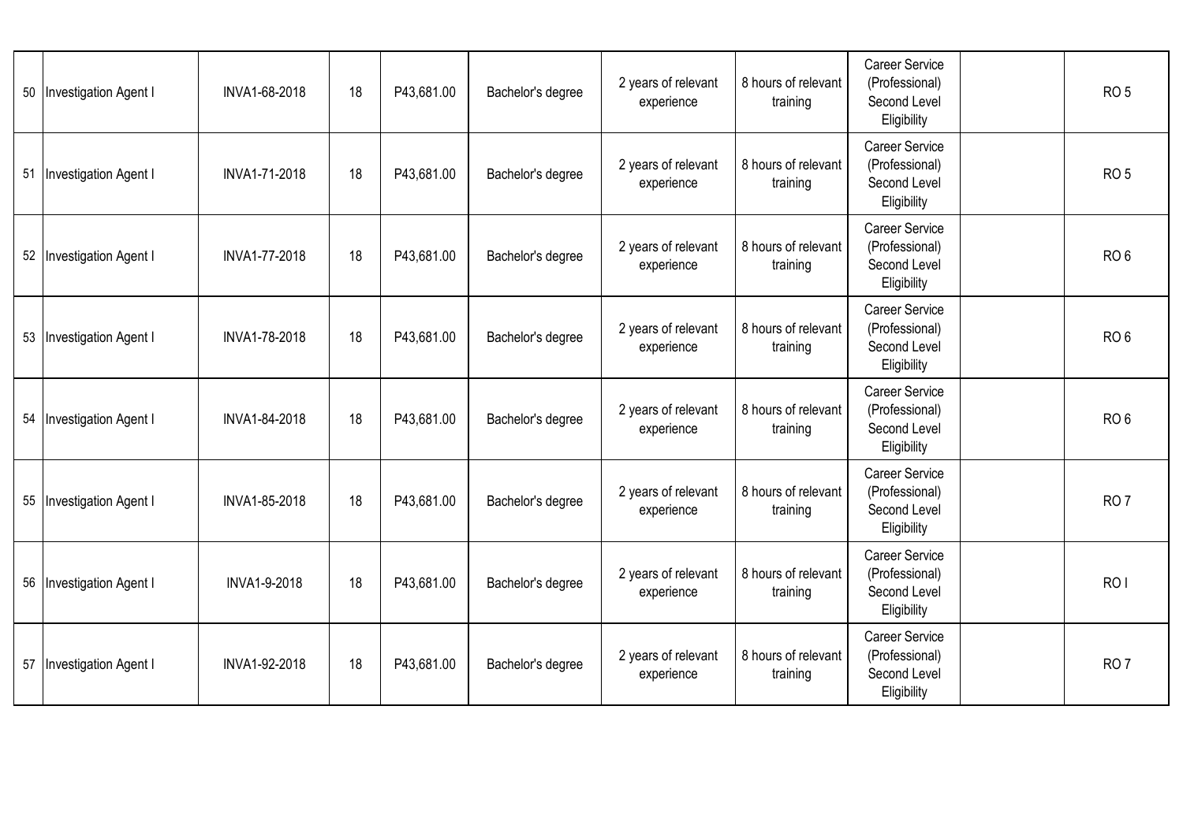| | | | | | | | | | | |
|---|---|---|---|---|---|---|---|---|---|---|
| 50 | Investigation Agent I | INVA1-68-2018 | 18 | P43,681.00 | Bachelor's degree | 2 years of relevant experience | 8 hours of relevant training | Career Service (Professional) Second Level Eligibility | | RO 5 |
| 51 | Investigation Agent I | INVA1-71-2018 | 18 | P43,681.00 | Bachelor's degree | 2 years of relevant experience | 8 hours of relevant training | Career Service (Professional) Second Level Eligibility | | RO 5 |
| 52 | Investigation Agent I | INVA1-77-2018 | 18 | P43,681.00 | Bachelor's degree | 2 years of relevant experience | 8 hours of relevant training | Career Service (Professional) Second Level Eligibility | | RO 6 |
| 53 | Investigation Agent I | INVA1-78-2018 | 18 | P43,681.00 | Bachelor's degree | 2 years of relevant experience | 8 hours of relevant training | Career Service (Professional) Second Level Eligibility | | RO 6 |
| 54 | Investigation Agent I | INVA1-84-2018 | 18 | P43,681.00 | Bachelor's degree | 2 years of relevant experience | 8 hours of relevant training | Career Service (Professional) Second Level Eligibility | | RO 6 |
| 55 | Investigation Agent I | INVA1-85-2018 | 18 | P43,681.00 | Bachelor's degree | 2 years of relevant experience | 8 hours of relevant training | Career Service (Professional) Second Level Eligibility | | RO 7 |
| 56 | Investigation Agent I | INVA1-9-2018 | 18 | P43,681.00 | Bachelor's degree | 2 years of relevant experience | 8 hours of relevant training | Career Service (Professional) Second Level Eligibility | | RO I |
| 57 | Investigation Agent I | INVA1-92-2018 | 18 | P43,681.00 | Bachelor's degree | 2 years of relevant experience | 8 hours of relevant training | Career Service (Professional) Second Level Eligibility | | RO 7 |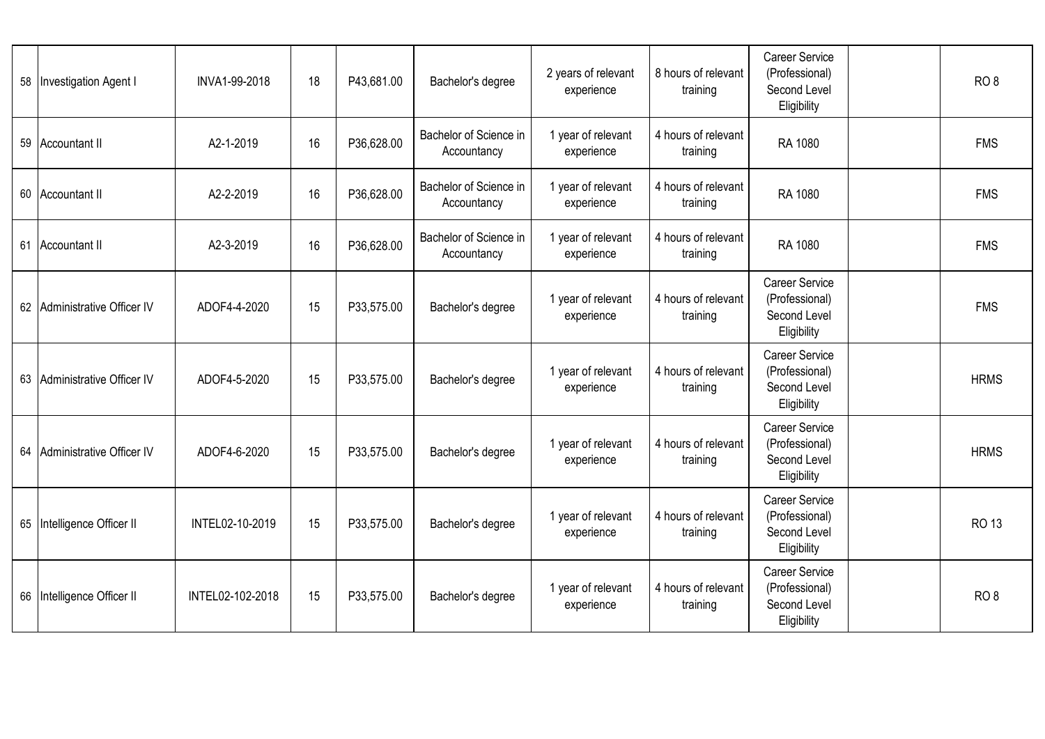| | | | | | | | | | | |
|---|---|---|---|---|---|---|---|---|---|---|
| 58 | Investigation Agent I | INVA1-99-2018 | 18 | P43,681.00 | Bachelor's degree | 2 years of relevant experience | 8 hours of relevant training | Career Service (Professional) Second Level Eligibility | | RO 8 |
| 59 | Accountant II | A2-1-2019 | 16 | P36,628.00 | Bachelor of Science in Accountancy | 1 year of relevant experience | 4 hours of relevant training | RA 1080 | | FMS |
| 60 | Accountant II | A2-2-2019 | 16 | P36,628.00 | Bachelor of Science in Accountancy | 1 year of relevant experience | 4 hours of relevant training | RA 1080 | | FMS |
| 61 | Accountant II | A2-3-2019 | 16 | P36,628.00 | Bachelor of Science in Accountancy | 1 year of relevant experience | 4 hours of relevant training | RA 1080 | | FMS |
| 62 | Administrative Officer IV | ADOF4-4-2020 | 15 | P33,575.00 | Bachelor's degree | 1 year of relevant experience | 4 hours of relevant training | Career Service (Professional) Second Level Eligibility | | FMS |
| 63 | Administrative Officer IV | ADOF4-5-2020 | 15 | P33,575.00 | Bachelor's degree | 1 year of relevant experience | 4 hours of relevant training | Career Service (Professional) Second Level Eligibility | | HRMS |
| 64 | Administrative Officer IV | ADOF4-6-2020 | 15 | P33,575.00 | Bachelor's degree | 1 year of relevant experience | 4 hours of relevant training | Career Service (Professional) Second Level Eligibility | | HRMS |
| 65 | Intelligence Officer II | INTEL02-10-2019 | 15 | P33,575.00 | Bachelor's degree | 1 year of relevant experience | 4 hours of relevant training | Career Service (Professional) Second Level Eligibility | | RO 13 |
| 66 | Intelligence Officer II | INTEL02-102-2018 | 15 | P33,575.00 | Bachelor's degree | 1 year of relevant experience | 4 hours of relevant training | Career Service (Professional) Second Level Eligibility | | RO 8 |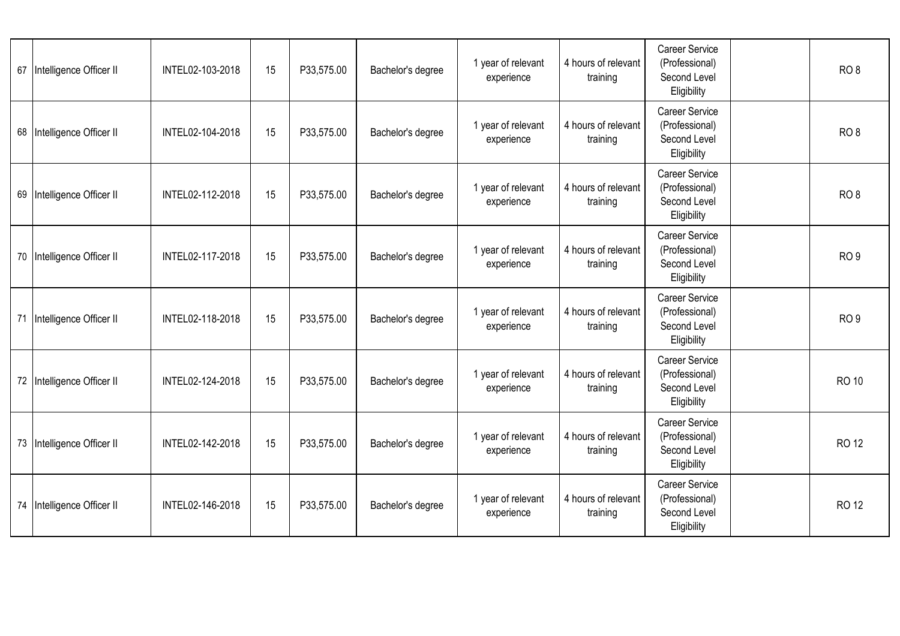| | | | | | | | | | | |
|---|---|---|---|---|---|---|---|---|---|---|
| 67 | Intelligence Officer II | INTEL02-103-2018 | 15 | P33,575.00 | Bachelor's degree | 1 year of relevant experience | 4 hours of relevant training | Career Service (Professional) Second Level Eligibility | | RO 8 |
| 68 | Intelligence Officer II | INTEL02-104-2018 | 15 | P33,575.00 | Bachelor's degree | 1 year of relevant experience | 4 hours of relevant training | Career Service (Professional) Second Level Eligibility | | RO 8 |
| 69 | Intelligence Officer II | INTEL02-112-2018 | 15 | P33,575.00 | Bachelor's degree | 1 year of relevant experience | 4 hours of relevant training | Career Service (Professional) Second Level Eligibility | | RO 8 |
| 70 | Intelligence Officer II | INTEL02-117-2018 | 15 | P33,575.00 | Bachelor's degree | 1 year of relevant experience | 4 hours of relevant training | Career Service (Professional) Second Level Eligibility | | RO 9 |
| 71 | Intelligence Officer II | INTEL02-118-2018 | 15 | P33,575.00 | Bachelor's degree | 1 year of relevant experience | 4 hours of relevant training | Career Service (Professional) Second Level Eligibility | | RO 9 |
| 72 | Intelligence Officer II | INTEL02-124-2018 | 15 | P33,575.00 | Bachelor's degree | 1 year of relevant experience | 4 hours of relevant training | Career Service (Professional) Second Level Eligibility | | RO 10 |
| 73 | Intelligence Officer II | INTEL02-142-2018 | 15 | P33,575.00 | Bachelor's degree | 1 year of relevant experience | 4 hours of relevant training | Career Service (Professional) Second Level Eligibility | | RO 12 |
| 74 | Intelligence Officer II | INTEL02-146-2018 | 15 | P33,575.00 | Bachelor's degree | 1 year of relevant experience | 4 hours of relevant training | Career Service (Professional) Second Level Eligibility | | RO 12 |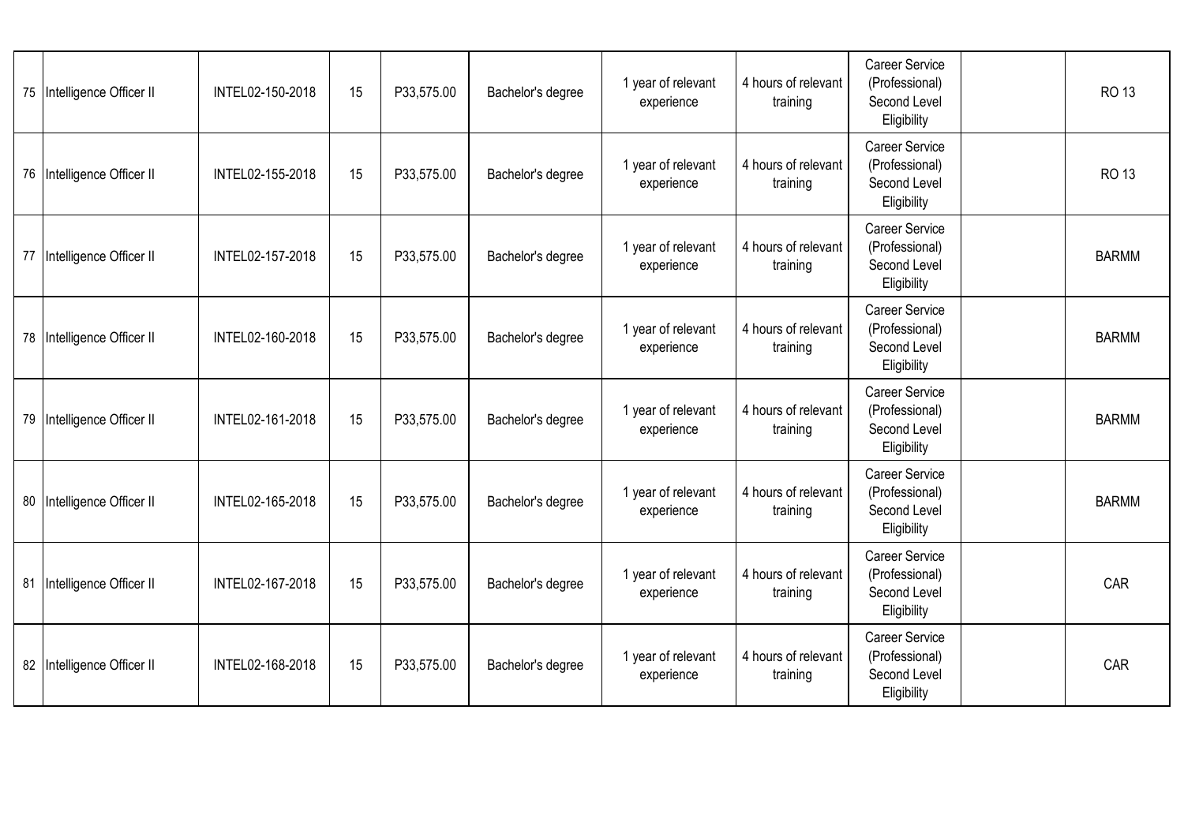| | | | | | | | | | | |
|---|---|---|---|---|---|---|---|---|---|---|
| 75 | Intelligence Officer II | INTEL02-150-2018 | 15 | P33,575.00 | Bachelor's degree | 1 year of relevant experience | 4 hours of relevant training | Career Service (Professional) Second Level Eligibility | | RO 13 |
| 76 | Intelligence Officer II | INTEL02-155-2018 | 15 | P33,575.00 | Bachelor's degree | 1 year of relevant experience | 4 hours of relevant training | Career Service (Professional) Second Level Eligibility | | RO 13 |
| 77 | Intelligence Officer II | INTEL02-157-2018 | 15 | P33,575.00 | Bachelor's degree | 1 year of relevant experience | 4 hours of relevant training | Career Service (Professional) Second Level Eligibility | | BARMM |
| 78 | Intelligence Officer II | INTEL02-160-2018 | 15 | P33,575.00 | Bachelor's degree | 1 year of relevant experience | 4 hours of relevant training | Career Service (Professional) Second Level Eligibility | | BARMM |
| 79 | Intelligence Officer II | INTEL02-161-2018 | 15 | P33,575.00 | Bachelor's degree | 1 year of relevant experience | 4 hours of relevant training | Career Service (Professional) Second Level Eligibility | | BARMM |
| 80 | Intelligence Officer II | INTEL02-165-2018 | 15 | P33,575.00 | Bachelor's degree | 1 year of relevant experience | 4 hours of relevant training | Career Service (Professional) Second Level Eligibility | | BARMM |
| 81 | Intelligence Officer II | INTEL02-167-2018 | 15 | P33,575.00 | Bachelor's degree | 1 year of relevant experience | 4 hours of relevant training | Career Service (Professional) Second Level Eligibility | | CAR |
| 82 | Intelligence Officer II | INTEL02-168-2018 | 15 | P33,575.00 | Bachelor's degree | 1 year of relevant experience | 4 hours of relevant training | Career Service (Professional) Second Level Eligibility | | CAR |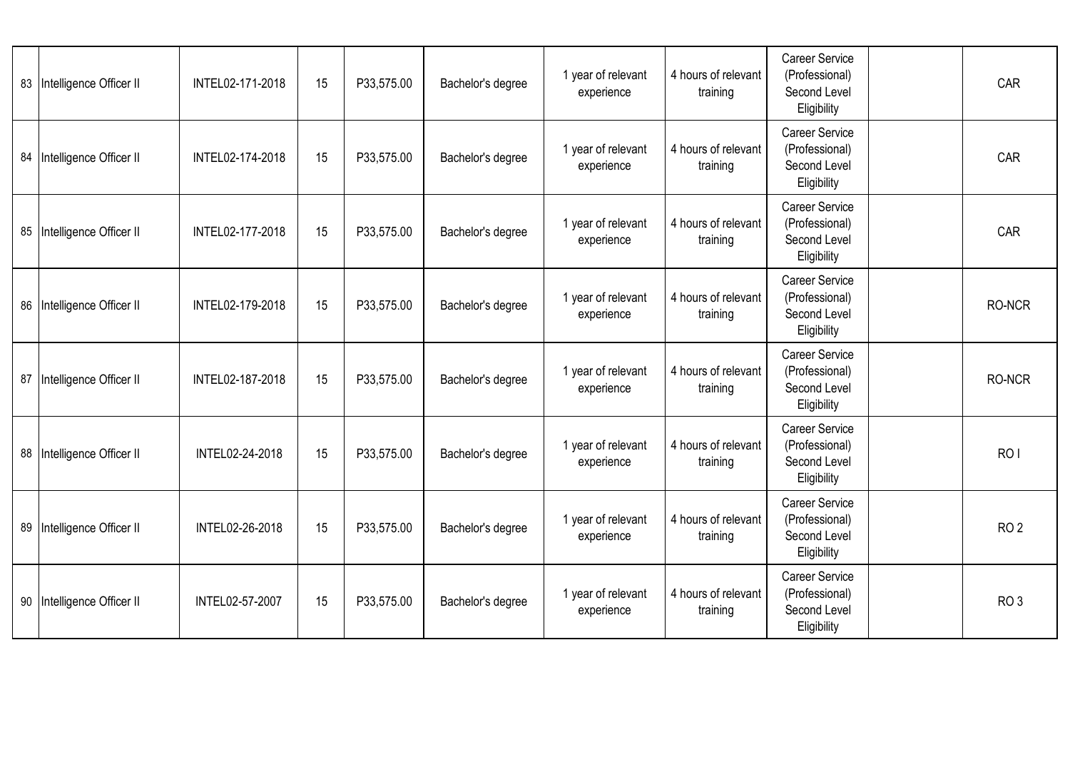| | | | | | | | | | | |
|---|---|---|---|---|---|---|---|---|---|---|
| 83 | Intelligence Officer II | INTEL02-171-2018 | 15 | P33,575.00 | Bachelor's degree | 1 year of relevant experience | 4 hours of relevant training | Career Service (Professional) Second Level Eligibility | | CAR |
| 84 | Intelligence Officer II | INTEL02-174-2018 | 15 | P33,575.00 | Bachelor's degree | 1 year of relevant experience | 4 hours of relevant training | Career Service (Professional) Second Level Eligibility | | CAR |
| 85 | Intelligence Officer II | INTEL02-177-2018 | 15 | P33,575.00 | Bachelor's degree | 1 year of relevant experience | 4 hours of relevant training | Career Service (Professional) Second Level Eligibility | | CAR |
| 86 | Intelligence Officer II | INTEL02-179-2018 | 15 | P33,575.00 | Bachelor's degree | 1 year of relevant experience | 4 hours of relevant training | Career Service (Professional) Second Level Eligibility | | RO-NCR |
| 87 | Intelligence Officer II | INTEL02-187-2018 | 15 | P33,575.00 | Bachelor's degree | 1 year of relevant experience | 4 hours of relevant training | Career Service (Professional) Second Level Eligibility | | RO-NCR |
| 88 | Intelligence Officer II | INTEL02-24-2018 | 15 | P33,575.00 | Bachelor's degree | 1 year of relevant experience | 4 hours of relevant training | Career Service (Professional) Second Level Eligibility | | RO I |
| 89 | Intelligence Officer II | INTEL02-26-2018 | 15 | P33,575.00 | Bachelor's degree | 1 year of relevant experience | 4 hours of relevant training | Career Service (Professional) Second Level Eligibility | | RO 2 |
| 90 | Intelligence Officer II | INTEL02-57-2007 | 15 | P33,575.00 | Bachelor's degree | 1 year of relevant experience | 4 hours of relevant training | Career Service (Professional) Second Level Eligibility | | RO 3 |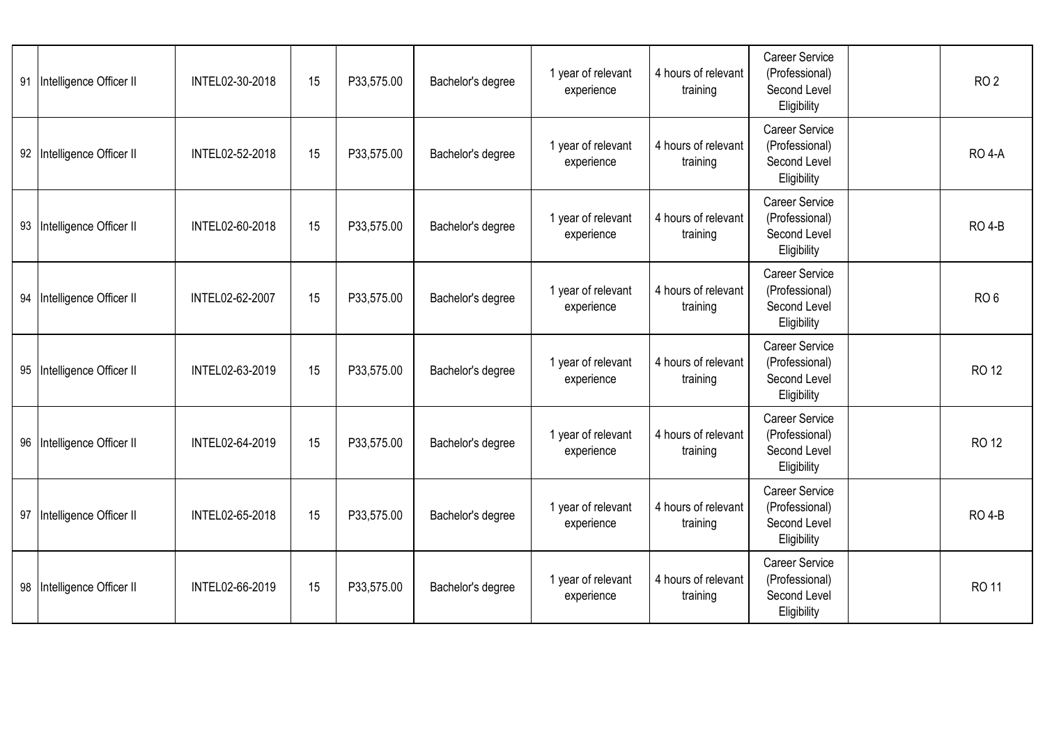| 91 | Intelligence Officer II | INTEL02-30-2018 | 15 | P33,575.00 | Bachelor's degree | 1 year of relevant experience | 4 hours of relevant training | Career Service (Professional) Second Level Eligibility | | RO 2 |
|---|---|---|---|---|---|---|---|---|---|---|
| 92 | Intelligence Officer II | INTEL02-52-2018 | 15 | P33,575.00 | Bachelor's degree | 1 year of relevant experience | 4 hours of relevant training | Career Service (Professional) Second Level Eligibility | | RO 4-A |
| 93 | Intelligence Officer II | INTEL02-60-2018 | 15 | P33,575.00 | Bachelor's degree | 1 year of relevant experience | 4 hours of relevant training | Career Service (Professional) Second Level Eligibility | | RO 4-B |
| 94 | Intelligence Officer II | INTEL02-62-2007 | 15 | P33,575.00 | Bachelor's degree | 1 year of relevant experience | 4 hours of relevant training | Career Service (Professional) Second Level Eligibility | | RO 6 |
| 95 | Intelligence Officer II | INTEL02-63-2019 | 15 | P33,575.00 | Bachelor's degree | 1 year of relevant experience | 4 hours of relevant training | Career Service (Professional) Second Level Eligibility | | RO 12 |
| 96 | Intelligence Officer II | INTEL02-64-2019 | 15 | P33,575.00 | Bachelor's degree | 1 year of relevant experience | 4 hours of relevant training | Career Service (Professional) Second Level Eligibility | | RO 12 |
| 97 | Intelligence Officer II | INTEL02-65-2018 | 15 | P33,575.00 | Bachelor's degree | 1 year of relevant experience | 4 hours of relevant training | Career Service (Professional) Second Level Eligibility | | RO 4-B |
| 98 | Intelligence Officer II | INTEL02-66-2019 | 15 | P33,575.00 | Bachelor's degree | 1 year of relevant experience | 4 hours of relevant training | Career Service (Professional) Second Level Eligibility | | RO 11 |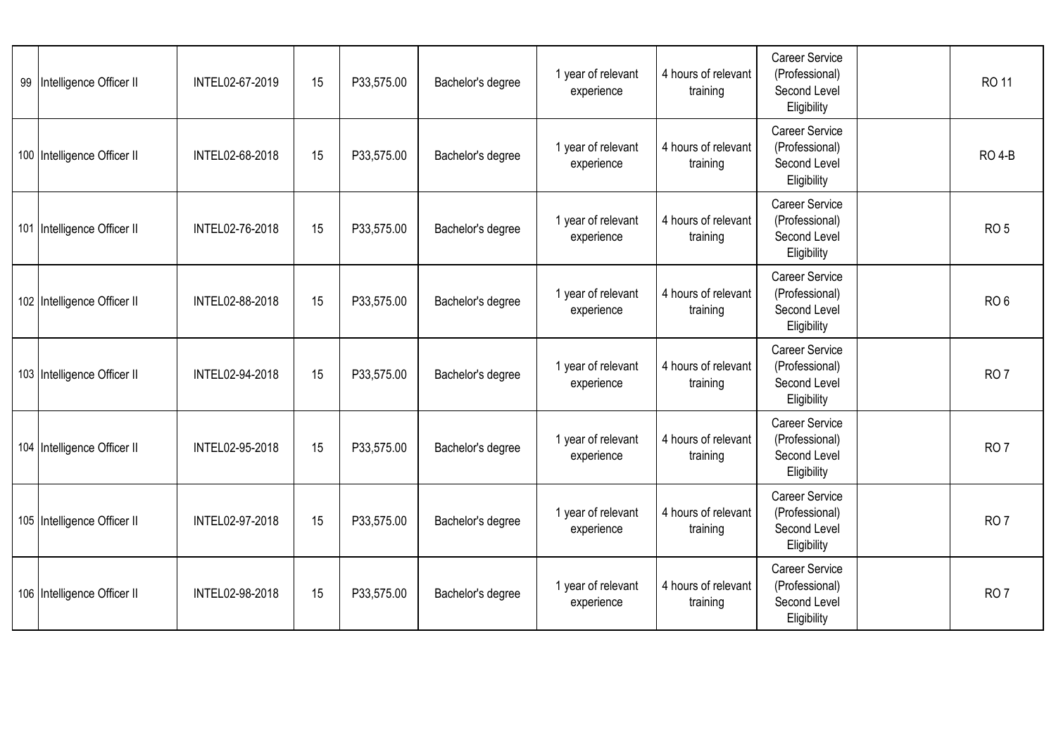| | | | | | | | | | | |
|---|---|---|---|---|---|---|---|---|---|---|
| 99 | Intelligence Officer II | INTEL02-67-2019 | 15 | P33,575.00 | Bachelor's degree | 1 year of relevant experience | 4 hours of relevant training | Career Service (Professional) Second Level Eligibility | | RO 11 |
| 100 | Intelligence Officer II | INTEL02-68-2018 | 15 | P33,575.00 | Bachelor's degree | 1 year of relevant experience | 4 hours of relevant training | Career Service (Professional) Second Level Eligibility | | RO 4-B |
| 101 | Intelligence Officer II | INTEL02-76-2018 | 15 | P33,575.00 | Bachelor's degree | 1 year of relevant experience | 4 hours of relevant training | Career Service (Professional) Second Level Eligibility | | RO 5 |
| 102 | Intelligence Officer II | INTEL02-88-2018 | 15 | P33,575.00 | Bachelor's degree | 1 year of relevant experience | 4 hours of relevant training | Career Service (Professional) Second Level Eligibility | | RO 6 |
| 103 | Intelligence Officer II | INTEL02-94-2018 | 15 | P33,575.00 | Bachelor's degree | 1 year of relevant experience | 4 hours of relevant training | Career Service (Professional) Second Level Eligibility | | RO 7 |
| 104 | Intelligence Officer II | INTEL02-95-2018 | 15 | P33,575.00 | Bachelor's degree | 1 year of relevant experience | 4 hours of relevant training | Career Service (Professional) Second Level Eligibility | | RO 7 |
| 105 | Intelligence Officer II | INTEL02-97-2018 | 15 | P33,575.00 | Bachelor's degree | 1 year of relevant experience | 4 hours of relevant training | Career Service (Professional) Second Level Eligibility | | RO 7 |
| 106 | Intelligence Officer II | INTEL02-98-2018 | 15 | P33,575.00 | Bachelor's degree | 1 year of relevant experience | 4 hours of relevant training | Career Service (Professional) Second Level Eligibility | | RO 7 |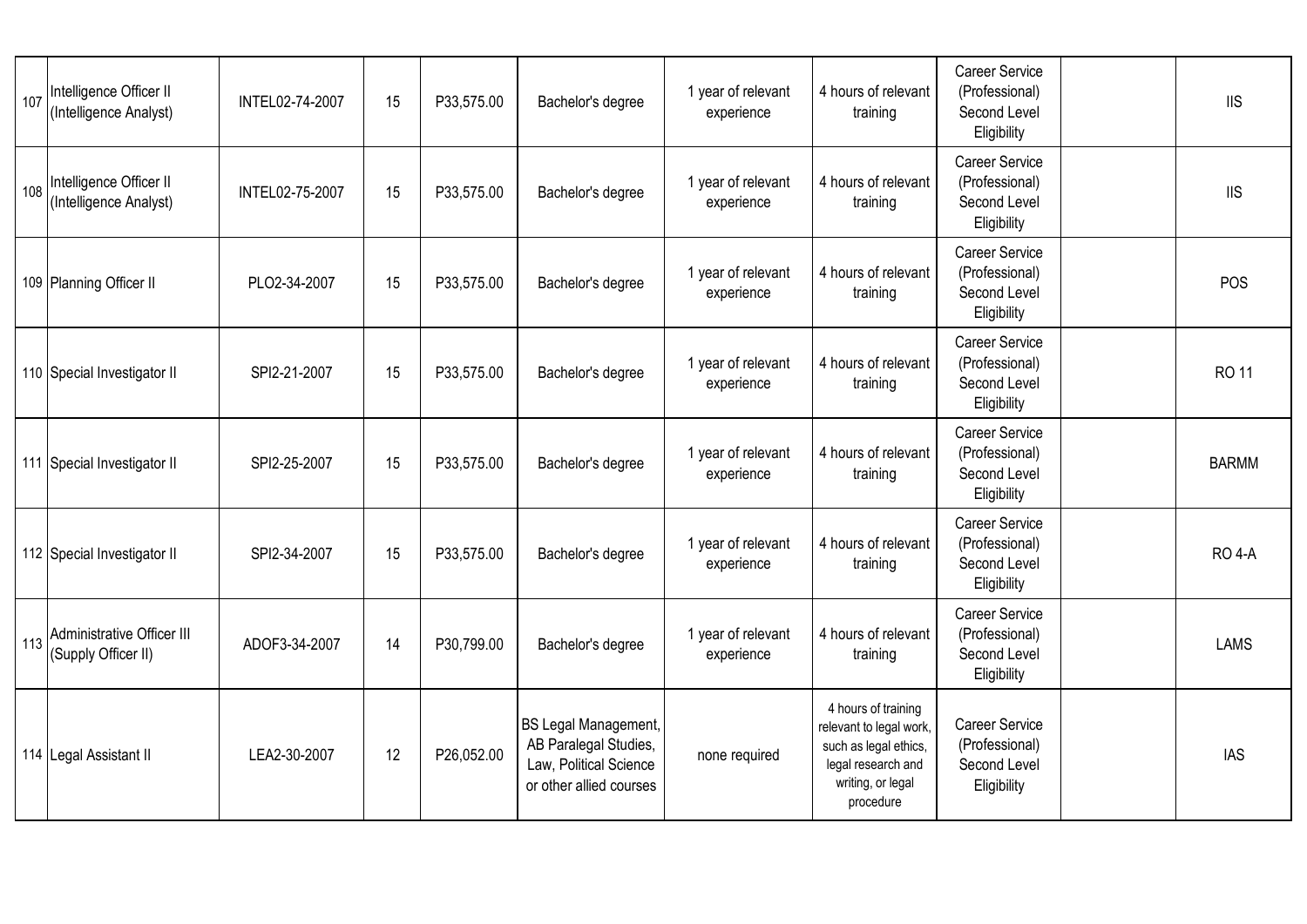| | | | | | | | | | | |
|---|---|---|---|---|---|---|---|---|---|---|
| 107 | Intelligence Officer II (Intelligence Analyst) | INTEL02-74-2007 | 15 | P33,575.00 | Bachelor's degree | 1 year of relevant experience | 4 hours of relevant training | Career Service (Professional) Second Level Eligibility | | IIS |
| 108 | Intelligence Officer II (Intelligence Analyst) | INTEL02-75-2007 | 15 | P33,575.00 | Bachelor's degree | 1 year of relevant experience | 4 hours of relevant training | Career Service (Professional) Second Level Eligibility | | IIS |
| 109 | Planning Officer II | PLO2-34-2007 | 15 | P33,575.00 | Bachelor's degree | 1 year of relevant experience | 4 hours of relevant training | Career Service (Professional) Second Level Eligibility | | POS |
| 110 | Special Investigator II | SPI2-21-2007 | 15 | P33,575.00 | Bachelor's degree | 1 year of relevant experience | 4 hours of relevant training | Career Service (Professional) Second Level Eligibility | | RO 11 |
| 111 | Special Investigator II | SPI2-25-2007 | 15 | P33,575.00 | Bachelor's degree | 1 year of relevant experience | 4 hours of relevant training | Career Service (Professional) Second Level Eligibility | | BARMM |
| 112 | Special Investigator II | SPI2-34-2007 | 15 | P33,575.00 | Bachelor's degree | 1 year of relevant experience | 4 hours of relevant training | Career Service (Professional) Second Level Eligibility | | RO 4-A |
| 113 | Administrative Officer III (Supply Officer II) | ADOF3-34-2007 | 14 | P30,799.00 | Bachelor's degree | 1 year of relevant experience | 4 hours of relevant training | Career Service (Professional) Second Level Eligibility | | LAMS |
| 114 | Legal Assistant II | LEA2-30-2007 | 12 | P26,052.00 | BS Legal Management, AB Paralegal Studies, Law, Political Science or other allied courses | none required | 4 hours of training relevant to legal work, such as legal ethics, legal research and writing, or legal procedure | Career Service (Professional) Second Level Eligibility | | IAS |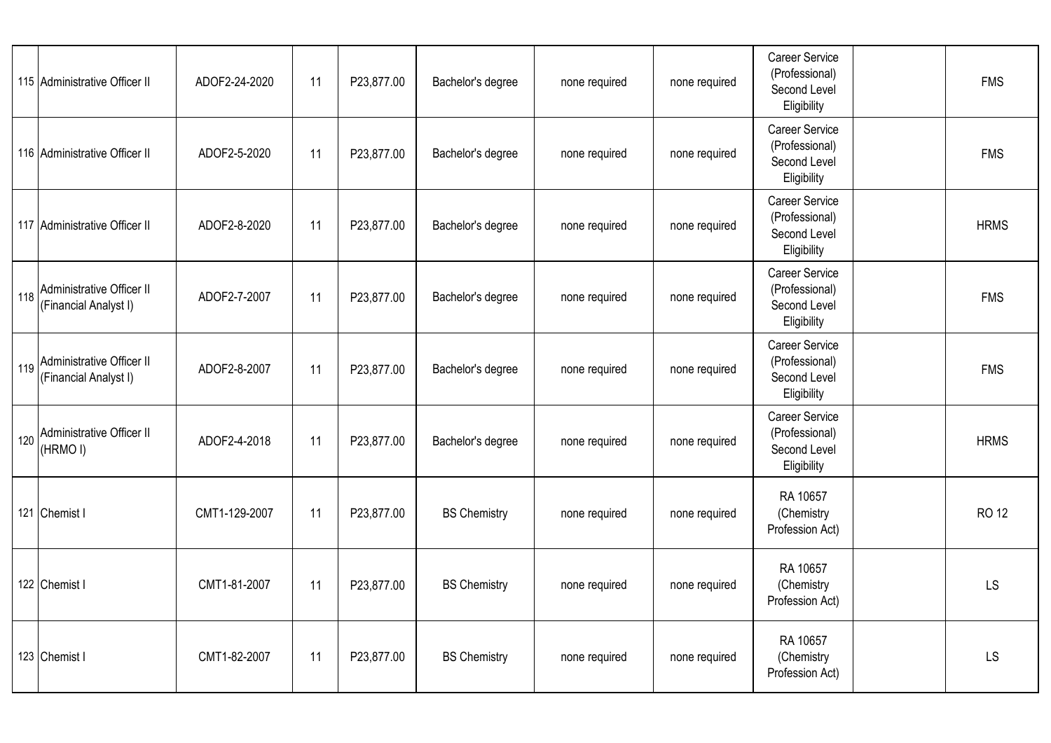| | | | | | | | | | | |
|---|---|---|---|---|---|---|---|---|---|---|
| 115 | Administrative Officer II | ADOF2-24-2020 | 11 | P23,877.00 | Bachelor's degree | none required | none required | Career Service (Professional) Second Level Eligibility | | FMS |
| 116 | Administrative Officer II | ADOF2-5-2020 | 11 | P23,877.00 | Bachelor's degree | none required | none required | Career Service (Professional) Second Level Eligibility | | FMS |
| 117 | Administrative Officer II | ADOF2-8-2020 | 11 | P23,877.00 | Bachelor's degree | none required | none required | Career Service (Professional) Second Level Eligibility | | HRMS |
| 118 | Administrative Officer II (Financial Analyst I) | ADOF2-7-2007 | 11 | P23,877.00 | Bachelor's degree | none required | none required | Career Service (Professional) Second Level Eligibility | | FMS |
| 119 | Administrative Officer II (Financial Analyst I) | ADOF2-8-2007 | 11 | P23,877.00 | Bachelor's degree | none required | none required | Career Service (Professional) Second Level Eligibility | | FMS |
| 120 | Administrative Officer II (HRMO I) | ADOF2-4-2018 | 11 | P23,877.00 | Bachelor's degree | none required | none required | Career Service (Professional) Second Level Eligibility | | HRMS |
| 121 | Chemist I | CMT1-129-2007 | 11 | P23,877.00 | BS Chemistry | none required | none required | RA 10657 (Chemistry Profession Act) | | RO 12 |
| 122 | Chemist I | CMT1-81-2007 | 11 | P23,877.00 | BS Chemistry | none required | none required | RA 10657 (Chemistry Profession Act) | | LS |
| 123 | Chemist I | CMT1-82-2007 | 11 | P23,877.00 | BS Chemistry | none required | none required | RA 10657 (Chemistry Profession Act) | | LS |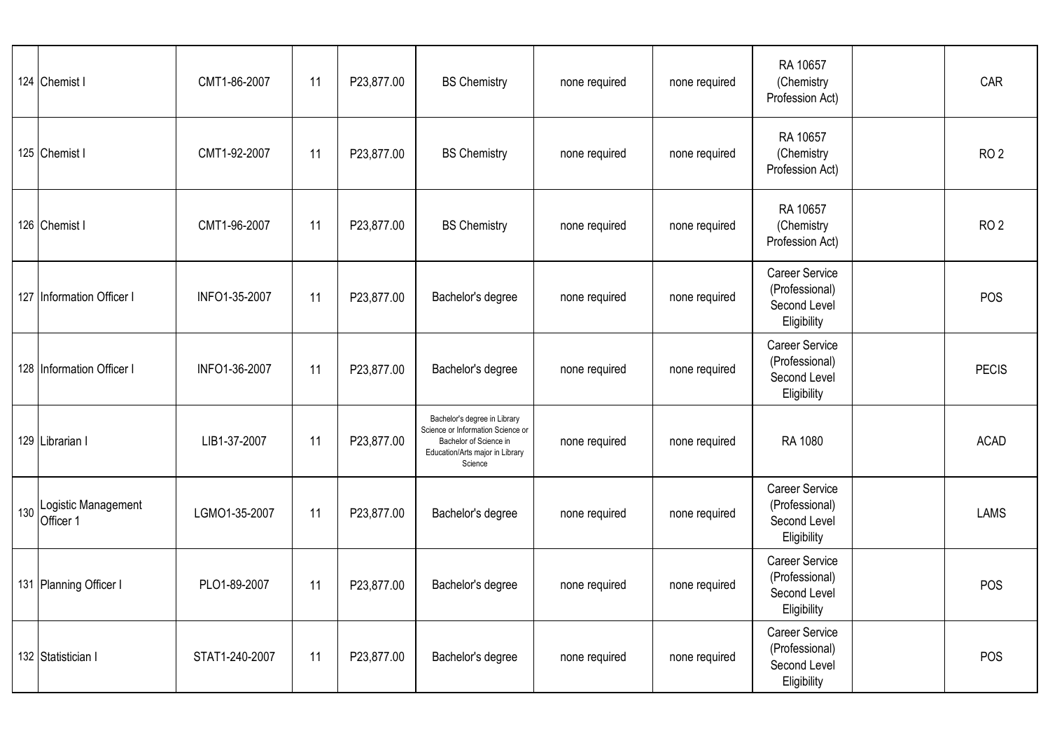| | | | | | | | | | | |
|---|---|---|---|---|---|---|---|---|---|---|
| 124 | Chemist I | CMT1-86-2007 | 11 | P23,877.00 | BS Chemistry | none required | none required | RA 10657 (Chemistry Profession Act) | | CAR |
| 125 | Chemist I | CMT1-92-2007 | 11 | P23,877.00 | BS Chemistry | none required | none required | RA 10657 (Chemistry Profession Act) | | RO 2 |
| 126 | Chemist I | CMT1-96-2007 | 11 | P23,877.00 | BS Chemistry | none required | none required | RA 10657 (Chemistry Profession Act) | | RO 2 |
| 127 | Information Officer I | INFO1-35-2007 | 11 | P23,877.00 | Bachelor's degree | none required | none required | Career Service (Professional) Second Level Eligibility | | POS |
| 128 | Information Officer I | INFO1-36-2007 | 11 | P23,877.00 | Bachelor's degree | none required | none required | Career Service (Professional) Second Level Eligibility | | PECIS |
| 129 | Librarian I | LIB1-37-2007 | 11 | P23,877.00 | Bachelor's degree in Library Science or Information Science or Bachelor of Science in Education/Arts major in Library Science | none required | none required | RA 1080 | | ACAD |
| 130 | Logistic Management Officer 1 | LGMO1-35-2007 | 11 | P23,877.00 | Bachelor's degree | none required | none required | Career Service (Professional) Second Level Eligibility | | LAMS |
| 131 | Planning Officer I | PLO1-89-2007 | 11 | P23,877.00 | Bachelor's degree | none required | none required | Career Service (Professional) Second Level Eligibility | | POS |
| 132 | Statistician I | STAT1-240-2007 | 11 | P23,877.00 | Bachelor's degree | none required | none required | Career Service (Professional) Second Level Eligibility | | POS |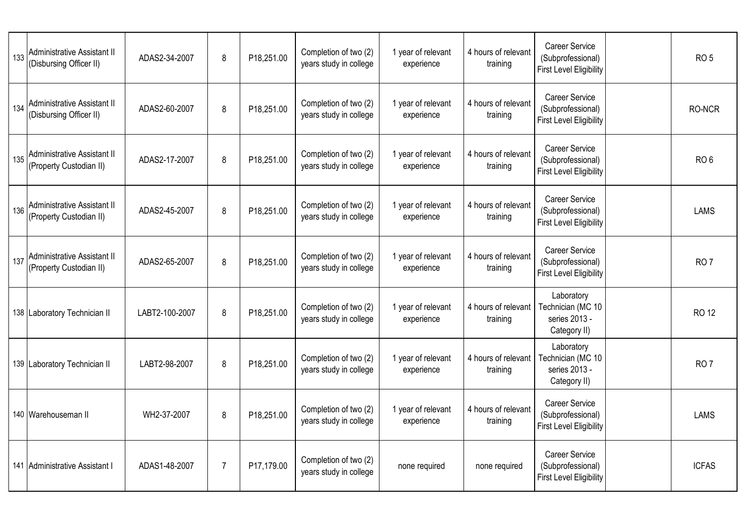| 133 | Administrative Assistant II (Disbursing Officer II) | ADAS2-34-2007 | 8 | P18,251.00 | Completion of two (2) years study in college | 1 year of relevant experience | 4 hours of relevant training | Career Service (Subprofessional) First Level Eligibility | | RO 5 |
|---|---|---|---|---|---|---|---|---|---|---|
| 134 | Administrative Assistant II (Disbursing Officer II) | ADAS2-60-2007 | 8 | P18,251.00 | Completion of two (2) years study in college | 1 year of relevant experience | 4 hours of relevant training | Career Service (Subprofessional) First Level Eligibility | | RO-NCR |
| 135 | Administrative Assistant II (Property Custodian II) | ADAS2-17-2007 | 8 | P18,251.00 | Completion of two (2) years study in college | 1 year of relevant experience | 4 hours of relevant training | Career Service (Subprofessional) First Level Eligibility | | RO 6 |
| 136 | Administrative Assistant II (Property Custodian II) | ADAS2-45-2007 | 8 | P18,251.00 | Completion of two (2) years study in college | 1 year of relevant experience | 4 hours of relevant training | Career Service (Subprofessional) First Level Eligibility | | LAMS |
| 137 | Administrative Assistant II (Property Custodian II) | ADAS2-65-2007 | 8 | P18,251.00 | Completion of two (2) years study in college | 1 year of relevant experience | 4 hours of relevant training | Career Service (Subprofessional) First Level Eligibility | | RO 7 |
| 138 | Laboratory Technician II | LABT2-100-2007 | 8 | P18,251.00 | Completion of two (2) years study in college | 1 year of relevant experience | 4 hours of relevant training | Laboratory Technician (MC 10 series 2013 - Category II) | | RO 12 |
| 139 | Laboratory Technician II | LABT2-98-2007 | 8 | P18,251.00 | Completion of two (2) years study in college | 1 year of relevant experience | 4 hours of relevant training | Laboratory Technician (MC 10 series 2013 - Category II) | | RO 7 |
| 140 | Warehouseman II | WH2-37-2007 | 8 | P18,251.00 | Completion of two (2) years study in college | 1 year of relevant experience | 4 hours of relevant training | Career Service (Subprofessional) First Level Eligibility | | LAMS |
| 141 | Administrative Assistant I | ADAS1-48-2007 | 7 | P17,179.00 | Completion of two (2) years study in college | none required | none required | Career Service (Subprofessional) First Level Eligibility | | ICFAS |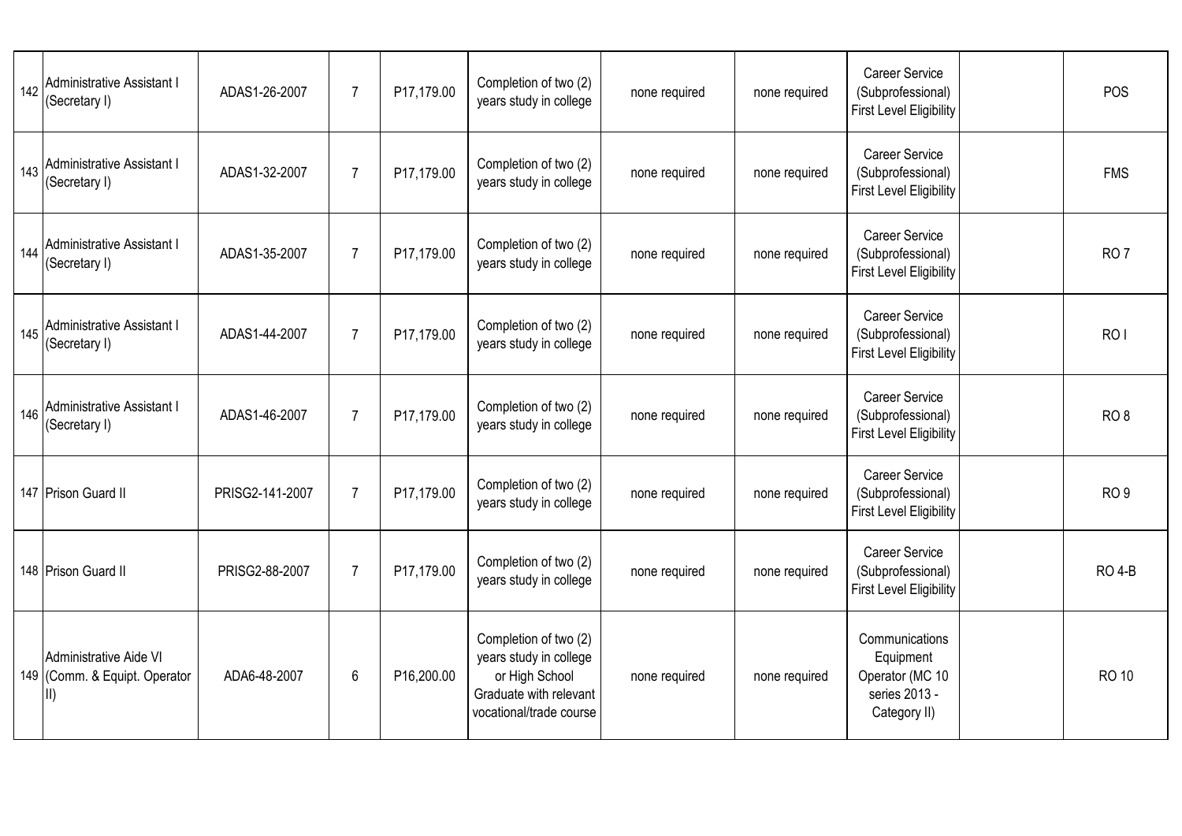| | | | | | | | | | | |
|---|---|---|---|---|---|---|---|---|---|---|
| 142 | Administrative Assistant I (Secretary I) | ADAS1-26-2007 | 7 | P17,179.00 | Completion of two (2) years study in college | none required | none required | Career Service (Subprofessional) First Level Eligibility | | POS |
| 143 | Administrative Assistant I (Secretary I) | ADAS1-32-2007 | 7 | P17,179.00 | Completion of two (2) years study in college | none required | none required | Career Service (Subprofessional) First Level Eligibility | | FMS |
| 144 | Administrative Assistant I (Secretary I) | ADAS1-35-2007 | 7 | P17,179.00 | Completion of two (2) years study in college | none required | none required | Career Service (Subprofessional) First Level Eligibility | | RO 7 |
| 145 | Administrative Assistant I (Secretary I) | ADAS1-44-2007 | 7 | P17,179.00 | Completion of two (2) years study in college | none required | none required | Career Service (Subprofessional) First Level Eligibility | | RO I |
| 146 | Administrative Assistant I (Secretary I) | ADAS1-46-2007 | 7 | P17,179.00 | Completion of two (2) years study in college | none required | none required | Career Service (Subprofessional) First Level Eligibility | | RO 8 |
| 147 | Prison Guard II | PRISG2-141-2007 | 7 | P17,179.00 | Completion of two (2) years study in college | none required | none required | Career Service (Subprofessional) First Level Eligibility | | RO 9 |
| 148 | Prison Guard II | PRISG2-88-2007 | 7 | P17,179.00 | Completion of two (2) years study in college | none required | none required | Career Service (Subprofessional) First Level Eligibility | | RO 4-B |
| 149 | Administrative Aide VI (Comm. & Equipt. Operator II) | ADA6-48-2007 | 6 | P16,200.00 | Completion of two (2) years study in college or High School Graduate with relevant vocational/trade course | none required | none required | Communications Equipment Operator (MC 10 series 2013 - Category II) | | RO 10 |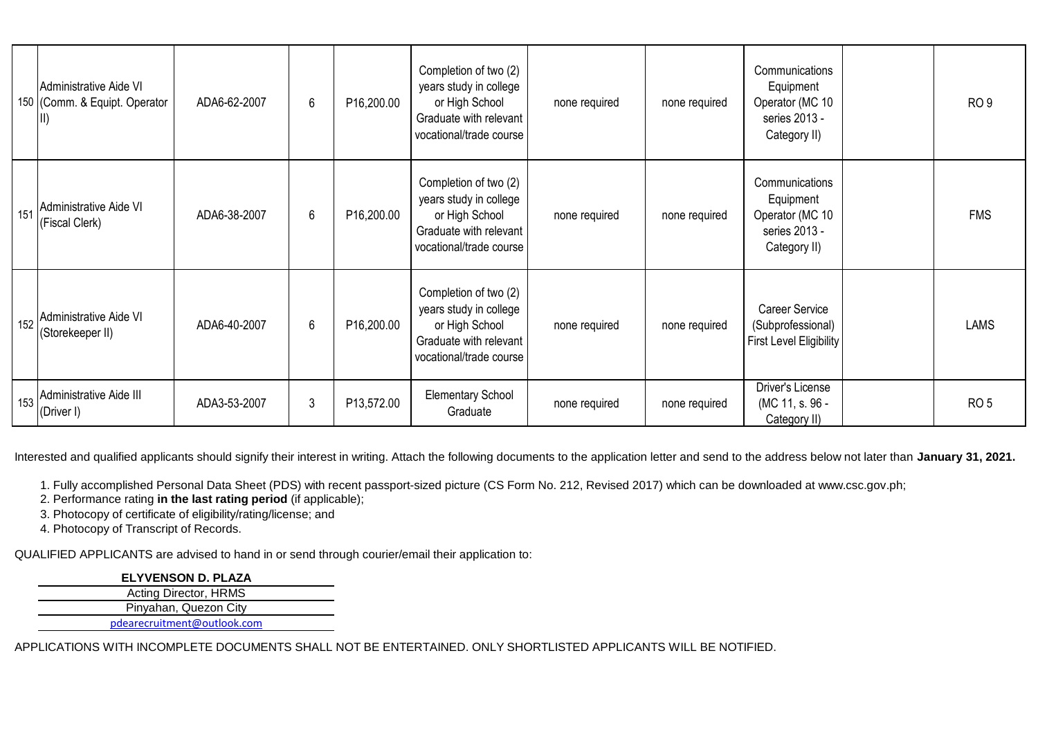| | | | | | | | | | | |
|---|---|---|---|---|---|---|---|---|---|---|
| 150 | Administrative Aide VI (Comm. & Equipt. Operator II) | ADA6-62-2007 | 6 | P16,200.00 | Completion of two (2) years study in college or High School Graduate with relevant vocational/trade course | none required | none required | Communications Equipment Operator (MC 10 series 2013 - Category II) | | RO 9 |
| 151 | Administrative Aide VI (Fiscal Clerk) | ADA6-38-2007 | 6 | P16,200.00 | Completion of two (2) years study in college or High School Graduate with relevant vocational/trade course | none required | none required | Communications Equipment Operator (MC 10 series 2013 - Category II) | | FMS |
| 152 | Administrative Aide VI (Storekeeper II) | ADA6-40-2007 | 6 | P16,200.00 | Completion of two (2) years study in college or High School Graduate with relevant vocational/trade course | none required | none required | Career Service (Subprofessional) First Level Eligibility | | LAMS |
| 153 | Administrative Aide III (Driver I) | ADA3-53-2007 | 3 | P13,572.00 | Elementary School Graduate | none required | none required | Driver's License (MC 11, s. 96 - Category II) | | RO 5 |

Interested and qualified applicants should signify their interest in writing. Attach the following documents to the application letter and send to the address below not later than **January 31, 2021.**

1. Fully accomplished Personal Data Sheet (PDS) with recent passport-sized picture (CS Form No. 212, Revised 2017) which can be downloaded at www.csc.gov.ph;
2. Performance rating **in the last rating period** (if applicable);
3. Photocopy of certificate of eligibility/rating/license; and
4. Photocopy of Transcript of Records.

QUALIFIED APPLICANTS are advised to hand in or send through courier/email their application to:

**ELYVENSON D. PLAZA**
Acting Director, HRMS
Pinyahan, Quezon City
pdearecruitment@outlook.com

APPLICATIONS WITH INCOMPLETE DOCUMENTS SHALL NOT BE ENTERTAINED. ONLY SHORTLISTED APPLICANTS WILL BE NOTIFIED.